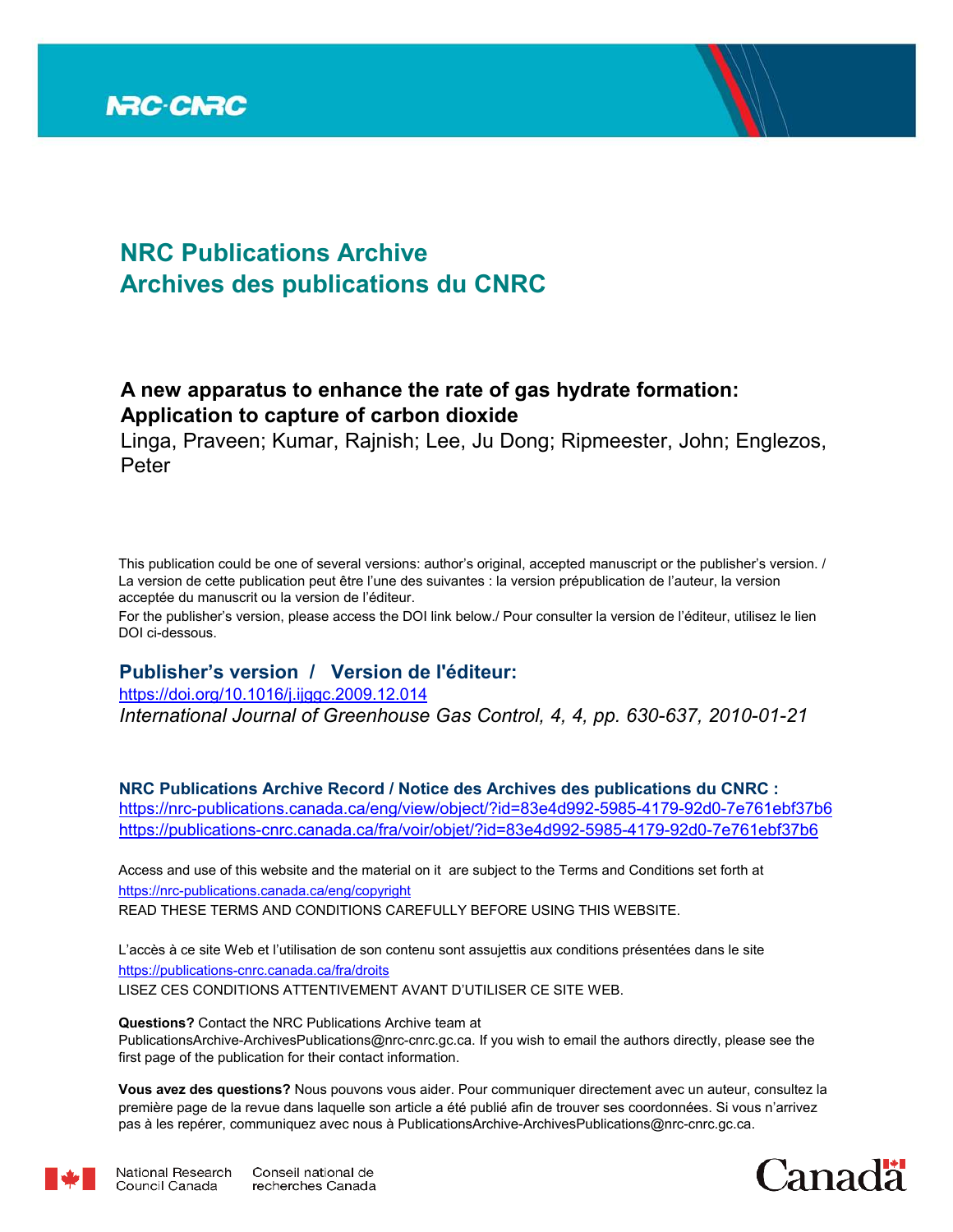NRC·CNRC

# NRC Publications Archive
# Archives des publications du CNRC

## A new apparatus to enhance the rate of gas hydrate formation: Application to capture of carbon dioxide

Linga, Praveen; Kumar, Rajnish; Lee, Ju Dong; Ripmeester, John; Englezos, Peter

This publication could be one of several versions: author's original, accepted manuscript or the publisher's version. / La version de cette publication peut être l'une des suivantes : la version prépublication de l'auteur, la version acceptée du manuscrit ou la version de l'éditeur.

For the publisher's version, please access the DOI link below./ Pour consulter la version de l'éditeur, utilisez le lien DOI ci-dessous.

### Publisher's version / Version de l'éditeur:

https://doi.org/10.1016/j.ijggc.2009.12.014

*International Journal of Greenhouse Gas Control, 4, 4, pp. 630-637, 2010-01-21*

### NRC Publications Archive Record / Notice des Archives des publications du CNRC :

https://nrc-publications.canada.ca/eng/view/object/?id=83e4d992-5985-4179-92d0-7e761ebf37b6
https://publications-cnrc.canada.ca/fra/voir/objet/?id=83e4d992-5985-4179-92d0-7e761ebf37b6

Access and use of this website and the material on it are subject to the Terms and Conditions set forth at
https://nrc-publications.canada.ca/eng/copyright
READ THESE TERMS AND CONDITIONS CAREFULLY BEFORE USING THIS WEBSITE.

L'accès à ce site Web et l'utilisation de son contenu sont assujettis aux conditions présentées dans le site
https://publications-cnrc.canada.ca/fra/droits
LISEZ CES CONDITIONS ATTENTIVEMENT AVANT D'UTILISER CE SITE WEB.

**Questions?** Contact the NRC Publications Archive team at
PublicationsArchive-ArchivesPublications@nrc-cnrc.gc.ca. If you wish to email the authors directly, please see the first page of the publication for their contact information.

**Vous avez des questions?** Nous pouvons vous aider. Pour communiquer directement avec un auteur, consultez la première page de la revue dans laquelle son article a été publié afin de trouver ses coordonnées. Si vous n'arrivez pas à les repérer, communiquez avec nous à PublicationsArchive-ArchivesPublications@nrc-cnrc.gc.ca.

National Research Council Canada | Conseil national de recherches Canada

Canada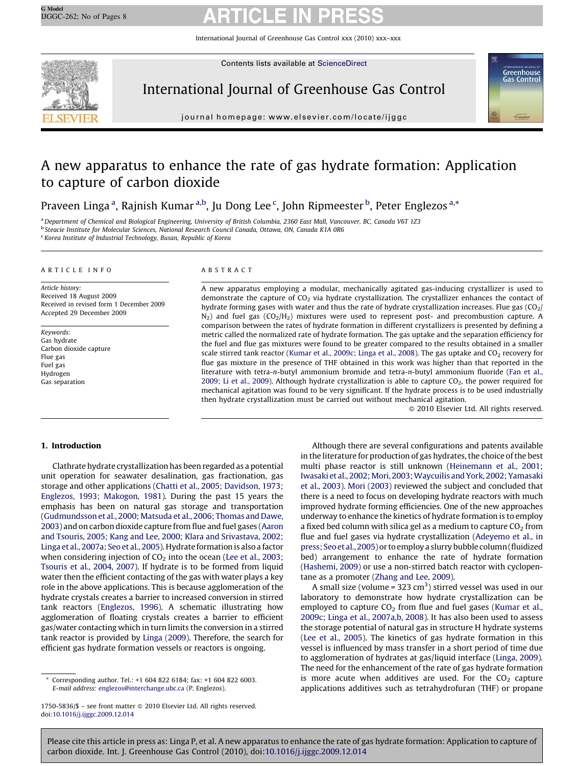# A new apparatus to enhance the rate of gas hydrate formation: Application to capture of carbon dioxide

Praveen Linga [a], Rajnish Kumar [a,b], Ju Dong Lee [c], John Ripmeester [b], Peter Englezos [a,*]

[a] Department of Chemical and Biological Engineering, University of British Columbia, 2360 East Mall, Vancouver, BC, Canada V6T 1Z3
[b] Steacie Institute for Molecular Sciences, National Research Council Canada, Ottawa, ON, Canada K1A 0R6
[c] Korea Institute of Industrial Technology, Busan, Republic of Korea

## ARTICLE INFO

*Article history:*
Received 18 August 2009
Received in revised form 1 December 2009
Accepted 29 December 2009

*Keywords:*
Gas hydrate
Carbon dioxide capture
Flue gas
Fuel gas
Hydrogen
Gas separation

## ABSTRACT

A new apparatus employing a modular, mechanically agitated gas-inducing crystallizer is used to demonstrate the capture of $CO_2$ via hydrate crystallization. The crystallizer enhances the contact of hydrate forming gases with water and thus the rate of hydrate crystallization increases. Flue gas ($CO_2$/$N_2$) and fuel gas ($CO_2$/$H_2$) mixtures were used to represent post- and precombustion capture. A comparison between the rates of hydrate formation in different crystallizers is presented by defining a metric called the normalized rate of hydrate formation. The gas uptake and the separation efficiency for the fuel and flue gas mixtures were found to be greater compared to the results obtained in a smaller scale stirred tank reactor (Kumar et al., 2009c; Linga et al., 2008). The gas uptake and $CO_2$ recovery for flue gas mixture in the presence of THF obtained in this work was higher than that reported in the literature with tetra-*n*-butyl ammonium bromide and tetra-*n*-butyl ammonium fluoride (Fan et al., 2009; Li et al., 2009). Although hydrate crystallization is able to capture $CO_2$, the power required for mechanical agitation was found to be very significant. If the hydrate process is to be used industrially then hydrate crystallization must be carried out without mechanical agitation.

© 2010 Elsevier Ltd. All rights reserved.

## 1. Introduction

Clathrate hydrate crystallization has been regarded as a potential unit operation for seawater desalination, gas fractionation, gas storage and other applications (Chatti et al., 2005; Davidson, 1973; Englezos, 1993; Makogon, 1981). During the past 15 years the emphasis has been on natural gas storage and transportation (Gudmundsson et al., 2000; Matsuda et al., 2006; Thomas and Dawe, 2003) and on carbon dioxide capture from flue and fuel gases (Aaron and Tsouris, 2005; Kang and Lee, 2000; Klara and Srivastava, 2002; Linga et al., 2007a; Seo et al., 2005). Hydrate formation is also a factor when considering injection of $CO_2$ into the ocean (Lee et al., 2003; Tsouris et al., 2004, 2007). If hydrate is to be formed from liquid water then the efficient contacting of the gas with water plays a key role in the above applications. This is because agglomeration of the hydrate crystals creates a barrier to increased conversion in stirred tank reactors (Englezos, 1996). A schematic illustrating how agglomeration of floating crystals creates a barrier to efficient gas/water contacting which in turn limits the conversion in a stirred tank reactor is provided by Linga (2009). Therefore, the search for efficient gas hydrate formation vessels or reactors is ongoing.

Although there are several configurations and patents available in the literature for production of gas hydrates, the choice of the best multi phase reactor is still unknown (Heinemann et al., 2001; Iwasaki et al., 2002; Mori, 2003; Waycuilis and York, 2002; Yamasaki et al., 2003). Mori (2003) reviewed the subject and concluded that there is a need to focus on developing hydrate reactors with much improved hydrate forming efficiencies. One of the new approaches underway to enhance the kinetics of hydrate formation is to employ a fixed bed column with silica gel as a medium to capture $CO_2$ from flue and fuel gases via hydrate crystallization (Adeyemo et al., in press; Seo et al., 2005) or to employ a slurry bubble column (fluidized bed) arrangement to enhance the rate of hydrate formation (Hashemi, 2009) or use a non-stirred batch reactor with cyclopentane as a promoter (Zhang and Lee, 2009).

A small size (volume = 323 $cm^3$) stirred vessel was used in our laboratory to demonstrate how hydrate crystallization can be employed to capture $CO_2$ from flue and fuel gases (Kumar et al., 2009c; Linga et al., 2007a,b, 2008). It has also been used to assess the storage potential of natural gas in structure H hydrate systems (Lee et al., 2005). The kinetics of gas hydrate formation in this vessel is influenced by mass transfer in a short period of time due to agglomeration of hydrates at gas/liquid interface (Linga, 2009). The need for the enhancement of the rate of gas hydrate formation is more acute when additives are used. For the $CO_2$ capture applications additives such as tetrahydrofuran (THF) or propane

* Corresponding author. Tel.: +1 604 822 6184; fax: +1 604 822 6003.
*E-mail address:* englezos@interchange.ubc.ca (P. Englezos).

1750-5836/$ – see front matter © 2010 Elsevier Ltd. All rights reserved.
doi:10.1016/j.ijggc.2009.12.014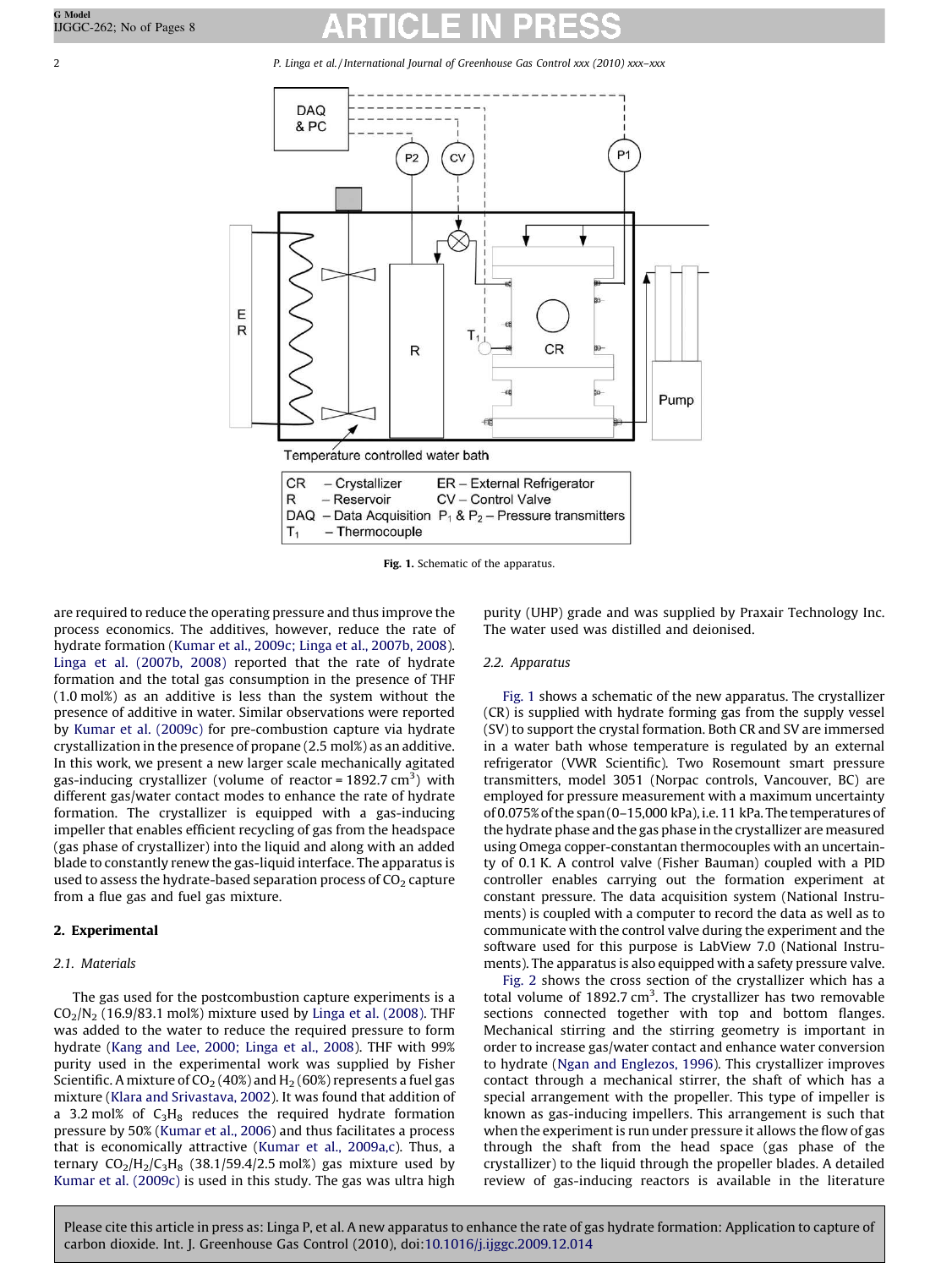Fig. 1. Schematic of the apparatus.

are required to reduce the operating pressure and thus improve the process economics. The additives, however, reduce the rate of hydrate formation (Kumar et al., 2009c; Linga et al., 2007b, 2008). Linga et al. (2007b, 2008) reported that the rate of hydrate formation and the total gas consumption in the presence of THF (1.0 mol%) as an additive is less than the system without the presence of additive in water. Similar observations were reported by Kumar et al. (2009c) for pre-combustion capture via hydrate crystallization in the presence of propane (2.5 mol%) as an additive. In this work, we present a new larger scale mechanically agitated gas-inducing crystallizer (volume of reactor = 1892.7 $cm^3$) with different gas/water contact modes to enhance the rate of hydrate formation. The crystallizer is equipped with a gas-inducing impeller that enables efficient recycling of gas from the headspace (gas phase of crystallizer) into the liquid and along with an added blade to constantly renew the gas-liquid interface. The apparatus is used to assess the hydrate-based separation process of $CO_2$ capture from a flue gas and fuel gas mixture.

## 2. Experimental

### 2.1. Materials

The gas used for the postcombustion capture experiments is a $CO_2/N_2$ (16.9/83.1 mol%) mixture used by Linga et al. (2008). THF was added to the water to reduce the required pressure to form hydrate (Kang and Lee, 2000; Linga et al., 2008). THF with 99% purity used in the experimental work was supplied by Fisher Scientific. A mixture of $CO_2$ (40%) and $H_2$ (60%) represents a fuel gas mixture (Klara and Srivastava, 2002). It was found that addition of a 3.2 mol% of $C_3H_8$ reduces the required hydrate formation pressure by 50% (Kumar et al., 2006) and thus facilitates a process that is economically attractive (Kumar et al., 2009a,c). Thus, a ternary $CO_2/H_2/C_3H_8$ (38.1/59.4/2.5 mol%) gas mixture used by Kumar et al. (2009c) is used in this study. The gas was ultra high purity (UHP) grade and was supplied by Praxair Technology Inc. The water used was distilled and deionised.

### 2.2. Apparatus

Fig. 1 shows a schematic of the new apparatus. The crystallizer (CR) is supplied with hydrate forming gas from the supply vessel (SV) to support the crystal formation. Both CR and SV are immersed in a water bath whose temperature is regulated by an external refrigerator (VWR Scientific). Two Rosemount smart pressure transmitters, model 3051 (Norpac controls, Vancouver, BC) are employed for pressure measurement with a maximum uncertainty of 0.075% of the span (0–15,000 kPa), i.e. 11 kPa. The temperatures of the hydrate phase and the gas phase in the crystallizer are measured using Omega copper-constantan thermocouples with an uncertainty of 0.1 K. A control valve (Fisher Bauman) coupled with a PID controller enables carrying out the formation experiment at constant pressure. The data acquisition system (National Instruments) is coupled with a computer to record the data as well as to communicate with the control valve during the experiment and the software used for this purpose is LabView 7.0 (National Instruments). The apparatus is also equipped with a safety pressure valve.

Fig. 2 shows the cross section of the crystallizer which has a total volume of 1892.7 $cm^3$. The crystallizer has two removable sections connected together with top and bottom flanges. Mechanical stirring and the stirring geometry is important in order to increase gas/water contact and enhance water conversion to hydrate (Ngan and Englezos, 1996). This crystallizer improves contact through a mechanical stirrer, the shaft of which has a special arrangement with the propeller. This type of impeller is known as gas-inducing impellers. This arrangement is such that when the experiment is run under pressure it allows the flow of gas through the shaft from the head space (gas phase of the crystallizer) to the liquid through the propeller blades. A detailed review of gas-inducing reactors is available in the literature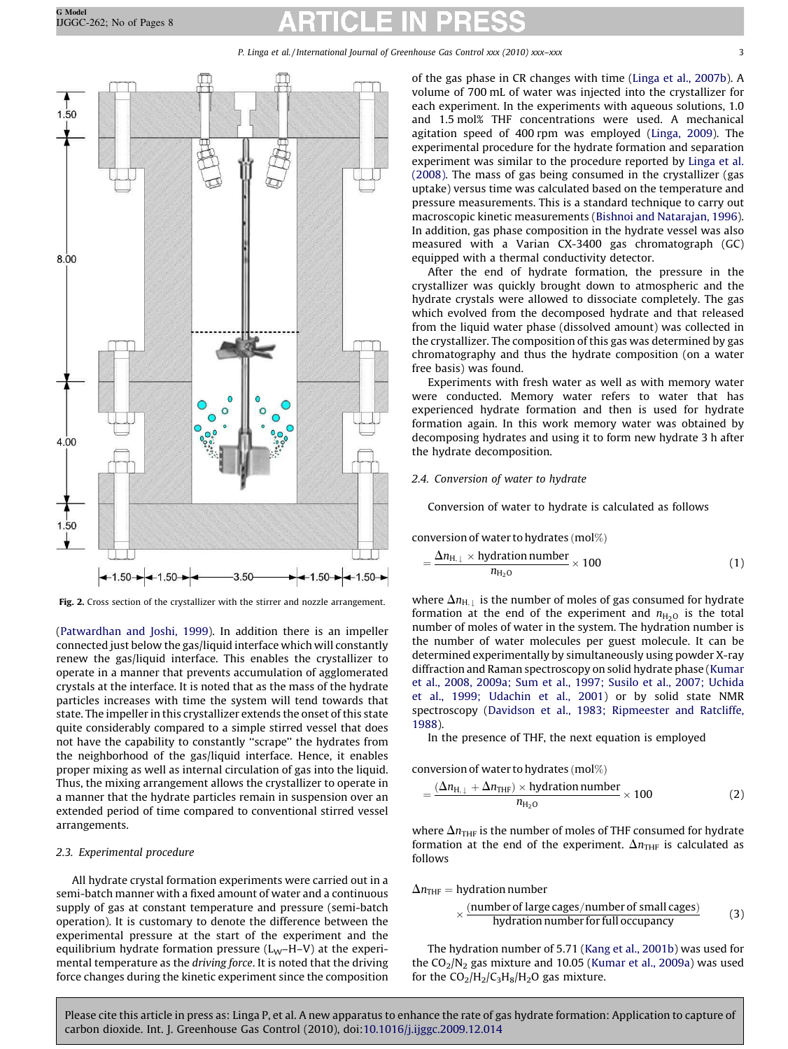Fig. 2. Cross section of the crystallizer with the stirrer and nozzle arrangement.

(Patwardhan and Joshi, 1999). In addition there is an impeller connected just below the gas/liquid interface which will constantly renew the gas/liquid interface. This enables the crystallizer to operate in a manner that prevents accumulation of agglomerated crystals at the interface. It is noted that as the mass of the hydrate particles increases with time the system will tend towards that state. The impeller in this crystallizer extends the onset of this state quite considerably compared to a simple stirred vessel that does not have the capability to constantly "scrape" the hydrates from the neighborhood of the gas/liquid interface. Hence, it enables proper mixing as well as internal circulation of gas into the liquid. Thus, the mixing arrangement allows the crystallizer to operate in a manner that the hydrate particles remain in suspension over an extended period of time compared to conventional stirred vessel arrangements.

### 2.3. Experimental procedure

All hydrate crystal formation experiments were carried out in a semi-batch manner with a fixed amount of water and a continuous supply of gas at constant temperature and pressure (semi-batch operation). It is customary to denote the difference between the experimental pressure at the start of the experiment and the equilibrium hydrate formation pressure ($L_W$–H–V) at the experimental temperature as the *driving force*. It is noted that the driving force changes during the kinetic experiment since the composition of the gas phase in CR changes with time (Linga et al., 2007b). A volume of 700 mL of water was injected into the crystallizer for each experiment. In the experiments with aqueous solutions, 1.0 and 1.5 mol% THF concentrations were used. A mechanical agitation speed of 400 rpm was employed (Linga, 2009). The experimental procedure for the hydrate formation and separation experiment was similar to the procedure reported by Linga et al. (2008). The mass of gas being consumed in the crystallizer (gas uptake) versus time was calculated based on the temperature and pressure measurements. This is a standard technique to carry out macroscopic kinetic measurements (Bishnoi and Natarajan, 1996). In addition, gas phase composition in the hydrate vessel was also measured with a Varian CX-3400 gas chromatograph (GC) equipped with a thermal conductivity detector.

After the end of hydrate formation, the pressure in the crystallizer was quickly brought down to atmospheric and the hydrate crystals were allowed to dissociate completely. The gas which evolved from the decomposed hydrate and that released from the liquid water phase (dissolved amount) was collected in the crystallizer. The composition of this gas was determined by gas chromatography and thus the hydrate composition (on a water free basis) was found.

Experiments with fresh water as well as with memory water were conducted. Memory water refers to water that has experienced hydrate formation and then is used for hydrate formation again. In this work memory water was obtained by decomposing hydrates and using it to form new hydrate 3 h after the hydrate decomposition.

### 2.4. Conversion of water to hydrate

Conversion of water to hydrate is calculated as follows

$$\text{conversion of water to hydrates (mol\%)} = \frac{\Delta n_{H,\downarrow} \times \text{hydration number}}{n_{H_2O}} \times 100 \quad (1)$$

where $\Delta n_{H,\downarrow}$ is the number of moles of gas consumed for hydrate formation at the end of the experiment and $n_{H_2O}$ is the total number of moles of water in the system. The hydration number is the number of water molecules per guest molecule. It can be determined experimentally by simultaneously using powder X-ray diffraction and Raman spectroscopy on solid hydrate phase (Kumar et al., 2008, 2009a; Sum et al., 1997; Susilo et al., 2007; Uchida et al., 1999; Udachin et al., 2001) or by solid state NMR spectroscopy (Davidson et al., 1983; Ripmeester and Ratcliffe, 1988).

In the presence of THF, the next equation is employed

$$\text{conversion of water to hydrates (mol\%)} = \frac{(\Delta n_{H,\downarrow} + \Delta n_{THF}) \times \text{hydration number}}{n_{H_2O}} \times 100 \quad (2)$$

where $\Delta n_{THF}$ is the number of moles of THF consumed for hydrate formation at the end of the experiment. $\Delta n_{THF}$ is calculated as follows

$$\Delta n_{THF} = \text{hydration number} \times \frac{(\text{number of large cages/number of small cages})}{\text{hydration number for full occupancy}} \quad (3)$$

The hydration number of 5.71 (Kang et al., 2001b) was used for the $CO_2/N_2$ gas mixture and 10.05 (Kumar et al., 2009a) was used for the $CO_2/H_2/C_3H_8/H_2O$ gas mixture.

Please cite this article in press as: Linga P, et al. A new apparatus to enhance the rate of gas hydrate formation: Application to capture of carbon dioxide. Int. J. Greenhouse Gas Control (2010), doi:10.1016/j.ijggc.2009.12.014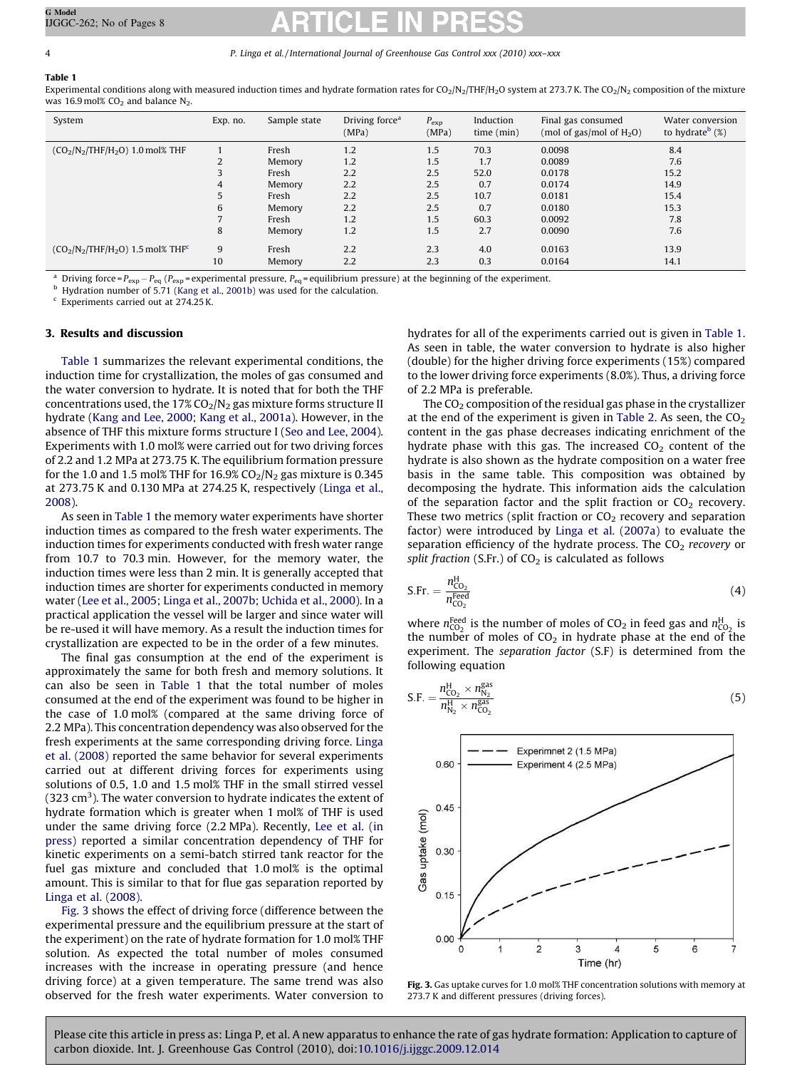**Table 1**
Experimental conditions along with measured induction times and hydrate formation rates for $CO_2/N_2/THF/H_2O$ system at 273.7 K. The $CO_2/N_2$ composition of the mixture was 16.9 mol% $CO_2$ and balance $N_2$.

| System | Exp. no. | Sample state | Driving force[a] (MPa) | $P_{exp}$ (MPa) | Induction time (min) | Final gas consumed (mol of gas/mol of $H_2O$) | Water conversion to hydrate[b] (%) |
|---|---|---|---|---|---|---|---|
| ($CO_2/N_2/THF/H_2O$) 1.0 mol% THF | 1 | Fresh | 1.2 | 1.5 | 70.3 | 0.0098 | 8.4 |
| | 2 | Memory | 1.2 | 1.5 | 1.7 | 0.0089 | 7.6 |
| | 3 | Fresh | 2.2 | 2.5 | 52.0 | 0.0178 | 15.2 |
| | 4 | Memory | 2.2 | 2.5 | 0.7 | 0.0174 | 14.9 |
| | 5 | Fresh | 2.2 | 2.5 | 10.7 | 0.0181 | 15.4 |
| | 6 | Memory | 2.2 | 2.5 | 0.7 | 0.0180 | 15.3 |
| | 7 | Fresh | 1.2 | 1.5 | 60.3 | 0.0092 | 7.8 |
| | 8 | Memory | 1.2 | 1.5 | 2.7 | 0.0090 | 7.6 |
| ($CO_2/N_2/THF/H_2O$) 1.5 mol% THF[c] | 9 | Fresh | 2.2 | 2.3 | 4.0 | 0.0163 | 13.9 |
| | 10 | Memory | 2.2 | 2.3 | 0.3 | 0.0164 | 14.1 |

[a] Driving force = $P_{exp} - P_{eq}$ ($P_{exp}$ = experimental pressure, $P_{eq}$ = equilibrium pressure) at the beginning of the experiment.
[b] Hydration number of 5.71 (Kang et al., 2001b) was used for the calculation.
[c] Experiments carried out at 274.25 K.

## 3. Results and discussion

Table 1 summarizes the relevant experimental conditions, the induction time for crystallization, the moles of gas consumed and the water conversion to hydrate. It is noted that for both the THF concentrations used, the 17% $CO_2/N_2$ gas mixture forms structure II hydrate (Kang and Lee, 2000; Kang et al., 2001a). However, in the absence of THF this mixture forms structure I (Seo and Lee, 2004). Experiments with 1.0 mol% were carried out for two driving forces of 2.2 and 1.2 MPa at 273.75 K. The equilibrium formation pressure for the 1.0 and 1.5 mol% THF for 16.9% $CO_2/N_2$ gas mixture is 0.345 at 273.75 K and 0.130 MPa at 274.25 K, respectively (Linga et al., 2008).

As seen in Table 1 the memory water experiments have shorter induction times as compared to the fresh water experiments. The induction times for experiments conducted with fresh water range from 10.7 to 70.3 min. However, for the memory water, the induction times were less than 2 min. It is generally accepted that induction times are shorter for experiments conducted in memory water (Lee et al., 2005; Linga et al., 2007b; Uchida et al., 2000). In a practical application the vessel will be larger and since water will be re-used it will have memory. As a result the induction times for crystallization are expected to be in the order of a few minutes.

The final gas consumption at the end of the experiment is approximately the same for both fresh and memory solutions. It can also be seen in Table 1 that the total number of moles consumed at the end of the experiment was found to be higher in the case of 1.0 mol% (compared at the same driving force of 2.2 MPa). This concentration dependency was also observed for the fresh experiments at the same corresponding driving force. Linga et al. (2008) reported the same behavior for several experiments carried out at different driving forces for experiments using solutions of 0.5, 1.0 and 1.5 mol% THF in the small stirred vessel (323 $cm^3$). The water conversion to hydrate indicates the extent of hydrate formation which is greater when 1 mol% of THF is used under the same driving force (2.2 MPa). Recently, Lee et al. (in press) reported a similar concentration dependency of THF for kinetic experiments on a semi-batch stirred tank reactor for the fuel gas mixture and concluded that 1.0 mol% is the optimal amount. This is similar to that for flue gas separation reported by Linga et al. (2008).

Fig. 3 shows the effect of driving force (difference between the experimental pressure and the equilibrium pressure at the start of the experiment) on the rate of hydrate formation for 1.0 mol% THF solution. As expected the total number of moles consumed increases with the increase in operating pressure (and hence driving force) at a given temperature. The same trend was also observed for the fresh water experiments. Water conversion to hydrates for all of the experiments carried out is given in Table 1. As seen in table, the water conversion to hydrate is also higher (double) for the higher driving force experiments (15%) compared to the lower driving force experiments (8.0%). Thus, a driving force of 2.2 MPa is preferable.

The $CO_2$ composition of the residual gas phase in the crystallizer at the end of the experiment is given in Table 2. As seen, the $CO_2$ content in the gas phase decreases indicating enrichment of the hydrate phase with this gas. The increased $CO_2$ content of the hydrate is also shown as the hydrate composition on a water free basis in the same table. This composition was obtained by decomposing the hydrate. This information aids the calculation of the separation factor and the split fraction or $CO_2$ recovery. These two metrics (split fraction or $CO_2$ recovery and separation factor) were introduced by Linga et al. (2007a) to evaluate the separation efficiency of the hydrate process. The $CO_2$ *recovery* or *split fraction* (S.Fr.) of $CO_2$ is calculated as follows

$$\text{S.Fr.} = \frac{n_{CO_2}^{H}}{n_{CO_2}^{Feed}} \tag{4}$$

where $n_{CO_2}^{Feed}$ is the number of moles of $CO_2$ in feed gas and $n_{CO_2}^{H}$ is the number of moles of $CO_2$ in hydrate phase at the end of the experiment. The *separation factor* (S.F) is determined from the following equation

$$\text{S.F.} = \frac{n_{CO_2}^{H} \times n_{N_2}^{gas}}{n_{N_2}^{H} \times n_{CO_2}^{gas}} \tag{5}$$

**Fig. 3.** Gas uptake curves for 1.0 mol% THF concentration solutions with memory at 273.7 K and different pressures (driving forces).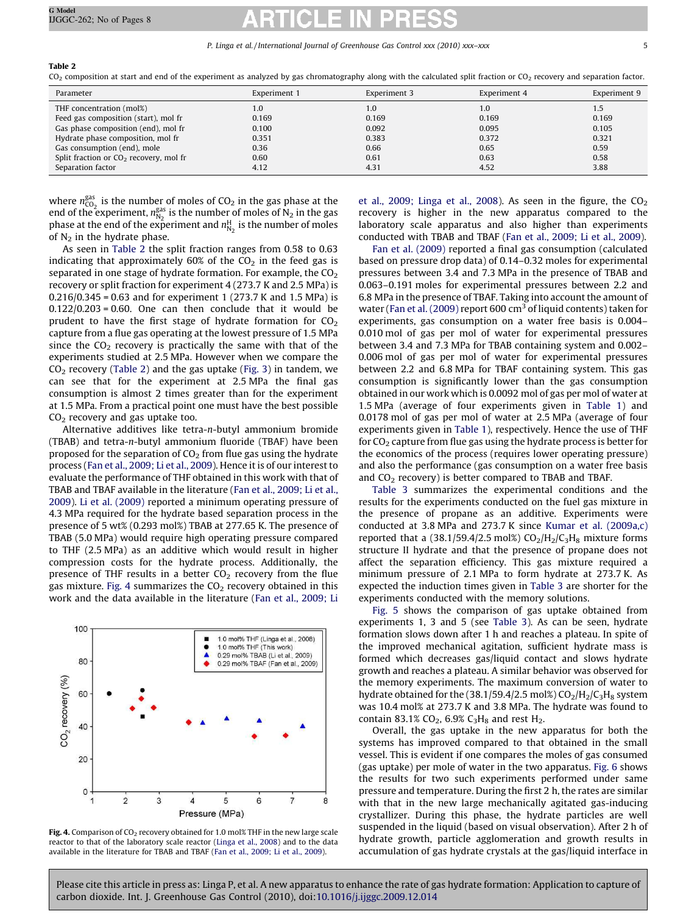**Table 2**

$CO_2$ composition at start and end of the experiment as analyzed by gas chromatography along with the calculated split fraction or $CO_2$ recovery and separation factor.

| Parameter | Experiment 1 | Experiment 3 | Experiment 4 | Experiment 9 |
|---|---|---|---|---|
| THF concentration (mol%) | 1.0 | 1.0 | 1.0 | 1.5 |
| Feed gas composition (start), mol fr | 0.169 | 0.169 | 0.169 | 0.169 |
| Gas phase composition (end), mol fr | 0.100 | 0.092 | 0.095 | 0.105 |
| Hydrate phase composition, mol fr | 0.351 | 0.383 | 0.372 | 0.321 |
| Gas consumption (end), mole | 0.36 | 0.66 | 0.65 | 0.59 |
| Split fraction or $CO_2$ recovery, mol fr | 0.60 | 0.61 | 0.63 | 0.58 |
| Separation factor | 4.12 | 4.31 | 4.52 | 3.88 |

where $n^{gas}_{CO_2}$ is the number of moles of $CO_2$ in the gas phase at the end of the experiment, $n^{gas}_{N_2}$ is the number of moles of $N_2$ in the gas phase at the end of the experiment and $n^{H}_{N_2}$ is the number of moles of $N_2$ in the hydrate phase.

As seen in Table 2 the split fraction ranges from 0.58 to 0.63 indicating that approximately 60% of the $CO_2$ in the feed gas is separated in one stage of hydrate formation. For example, the $CO_2$ recovery or split fraction for experiment 4 (273.7 K and 2.5 MPa) is 0.216/0.345 = 0.63 and for experiment 1 (273.7 K and 1.5 MPa) is 0.122/0.203 = 0.60. One can then conclude that it would be prudent to have the first stage of hydrate formation for $CO_2$ capture from a flue gas operating at the lowest pressure of 1.5 MPa since the $CO_2$ recovery is practically the same with that of the experiments studied at 2.5 MPa. However when we compare the $CO_2$ recovery (Table 2) and the gas uptake (Fig. 3) in tandem, we can see that for the experiment at 2.5 MPa the final gas consumption is almost 2 times greater than for the experiment at 1.5 MPa. From a practical point one must have the best possible $CO_2$ recovery and gas uptake too.

Alternative additives like tetra-*n*-butyl ammonium bromide (TBAB) and tetra-*n*-butyl ammonium fluoride (TBAF) have been proposed for the separation of $CO_2$ from flue gas using the hydrate process (Fan et al., 2009; Li et al., 2009). Hence it is of our interest to evaluate the performance of THF obtained in this work with that of TBAB and TBAF available in the literature (Fan et al., 2009; Li et al., 2009). Li et al. (2009) reported a minimum operating pressure of 4.3 MPa required for the hydrate based separation process in the presence of 5 wt% (0.293 mol%) TBAB at 277.65 K. The presence of TBAB (5.0 MPa) would require high operating pressure compared to THF (2.5 MPa) as an additive which would result in higher compression costs for the hydrate process. Additionally, the presence of THF results in a better $CO_2$ recovery from the flue gas mixture. Fig. 4 summarizes the $CO_2$ recovery obtained in this work and the data available in the literature (Fan et al., 2009; Li et al., 2009; Linga et al., 2008). As seen in the figure, the $CO_2$ recovery is higher in the new apparatus compared to the laboratory scale apparatus and also higher than experiments conducted with TBAB and TBAF (Fan et al., 2009; Li et al., 2009).

**Fig. 4.** Comparison of $CO_2$ recovery obtained for 1.0 mol% THF in the new large scale reactor to that of the laboratory scale reactor (Linga et al., 2008) and to the data available in the literature for TBAB and TBAF (Fan et al., 2009; Li et al., 2009).

Fan et al. (2009) reported a final gas consumption (calculated based on pressure drop data) of 0.14–0.32 moles for experimental pressures between 3.4 and 7.3 MPa in the presence of TBAB and 0.063–0.191 moles for experimental pressures between 2.2 and 6.8 MPa in the presence of TBAF. Taking into account the amount of water (Fan et al. (2009) report 600 cm$^3$ of liquid contents) taken for experiments, gas consumption on a water free basis is 0.004–0.010 mol of gas per mol of water for experimental pressures between 3.4 and 7.3 MPa for TBAB containing system and 0.002–0.006 mol of gas per mol of water for experimental pressures between 2.2 and 6.8 MPa for TBAF containing system. This gas consumption is significantly lower than the gas consumption obtained in our work which is 0.0092 mol of gas per mol of water at 1.5 MPa (average of four experiments given in Table 1) and 0.0178 mol of gas per mol of water at 2.5 MPa (average of four experiments given in Table 1), respectively. Hence the use of THF for $CO_2$ capture from flue gas using the hydrate process is better for the economics of the process (requires lower operating pressure) and also the performance (gas consumption on a water free basis and $CO_2$ recovery) is better compared to TBAB and TBAF.

Table 3 summarizes the experimental conditions and the results for the experiments conducted on the fuel gas mixture in the presence of propane as an additive. Experiments were conducted at 3.8 MPa and 273.7 K since Kumar et al. (2009a,c) reported that a (38.1/59.4/2.5 mol%) $CO_2$/$H_2$/$C_3H_8$ mixture forms structure II hydrate and that the presence of propane does not affect the separation efficiency. This gas mixture required a minimum pressure of 2.1 MPa to form hydrate at 273.7 K. As expected the induction times given in Table 3 are shorter for the experiments conducted with the memory solutions.

Fig. 5 shows the comparison of gas uptake obtained from experiments 1, 3 and 5 (see Table 3). As can be seen, hydrate formation slows down after 1 h and reaches a plateau. In spite of the improved mechanical agitation, sufficient hydrate mass is formed which decreases gas/liquid contact and slows hydrate growth and reaches a plateau. A similar behavior was observed for the memory experiments. The maximum conversion of water to hydrate obtained for the (38.1/59.4/2.5 mol%) $CO_2$/$H_2$/$C_3H_8$ system was 10.4 mol% at 273.7 K and 3.8 MPa. The hydrate was found to contain 83.1% $CO_2$, 6.9% $C_3H_8$ and rest $H_2$.

Overall, the gas uptake in the new apparatus for both the systems has improved compared to that obtained in the small vessel. This is evident if one compares the moles of gas consumed (gas uptake) per mole of water in the two apparatus. Fig. 6 shows the results for two such experiments performed under same pressure and temperature. During the first 2 h, the rates are similar with that in the new large mechanically agitated gas-inducing crystallizer. During this phase, the hydrate particles are well suspended in the liquid (based on visual observation). After 2 h of hydrate growth, particle agglomeration and growth results in accumulation of gas hydrate crystals at the gas/liquid interface in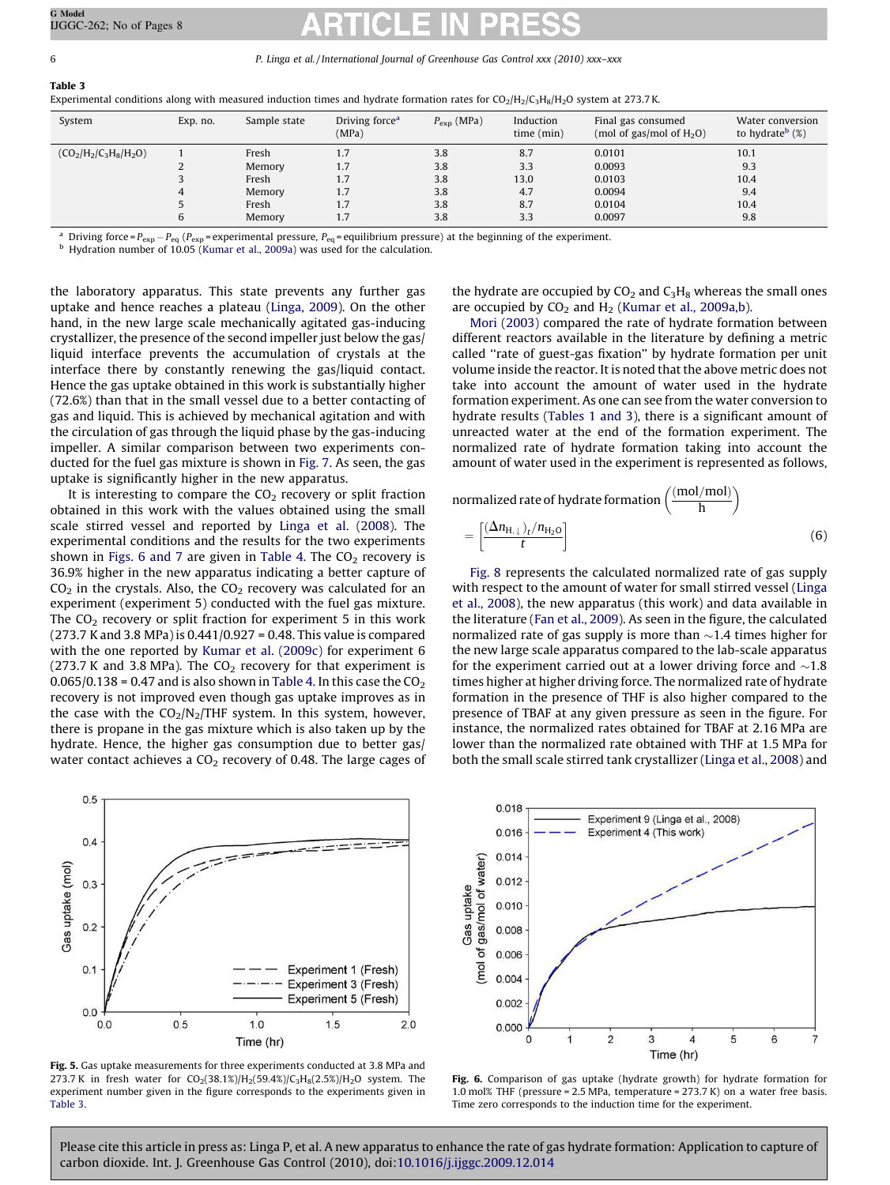**Table 3**
Experimental conditions along with measured induction times and hydrate formation rates for $CO_2/H_2/C_3H_8/H_2O$ system at 273.7 K.

| System | Exp. no. | Sample state | Driving force[a] (MPa) | $P_{exp}$ (MPa) | Induction time (min) | Final gas consumed (mol of gas/mol of $H_2O$) | Water conversion to hydrate[b] (%) |
|---|---|---|---|---|---|---|---|
| ($CO_2/H_2/C_3H_8/H_2O$) | 1 | Fresh | 1.7 | 3.8 | 8.7 | 0.0101 | 10.1 |
| | 2 | Memory | 1.7 | 3.8 | 3.3 | 0.0093 | 9.3 |
| | 3 | Fresh | 1.7 | 3.8 | 13.0 | 0.0103 | 10.4 |
| | 4 | Memory | 1.7 | 3.8 | 4.7 | 0.0094 | 9.4 |
| | 5 | Fresh | 1.7 | 3.8 | 8.7 | 0.0104 | 10.4 |
| | 6 | Memory | 1.7 | 3.8 | 3.3 | 0.0097 | 9.8 |

[a] Driving force = $P_{exp} - P_{eq}$ ($P_{exp}$ = experimental pressure, $P_{eq}$ = equilibrium pressure) at the beginning of the experiment.
[b] Hydration number of 10.05 (Kumar et al., 2009a) was used for the calculation.

the laboratory apparatus. This state prevents any further gas uptake and hence reaches a plateau (Linga, 2009). On the other hand, in the new large scale mechanically agitated gas-inducing crystallizer, the presence of the second impeller just below the gas/liquid interface prevents the accumulation of crystals at the interface there by constantly renewing the gas/liquid contact. Hence the gas uptake obtained in this work is substantially higher (72.6%) than that in the small vessel due to a better contacting of gas and liquid. This is achieved by mechanical agitation and with the circulation of gas through the liquid phase by the gas-inducing impeller. A similar comparison between two experiments conducted for the fuel gas mixture is shown in Fig. 7. As seen, the gas uptake is significantly higher in the new apparatus.

It is interesting to compare the $CO_2$ recovery or split fraction obtained in this work with the values obtained using the small scale stirred vessel and reported by Linga et al. (2008). The experimental conditions and the results for the two experiments shown in Figs. 6 and 7 are given in Table 4. The $CO_2$ recovery is 36.9% higher in the new apparatus indicating a better capture of $CO_2$ in the crystals. Also, the $CO_2$ recovery was calculated for an experiment (experiment 5) conducted with the fuel gas mixture. The $CO_2$ recovery or split fraction for experiment 5 in this work (273.7 K and 3.8 MPa) is 0.441/0.927 = 0.48. This value is compared with the one reported by Kumar et al. (2009c) for experiment 6 (273.7 K and 3.8 MPa). The $CO_2$ recovery for that experiment is 0.065/0.138 = 0.47 and is also shown in Table 4. In this case the $CO_2$ recovery is not improved even though gas uptake improves as in the case with the $CO_2/N_2$/THF system. In this system, however, there is propane in the gas mixture which is also taken up by the hydrate. Hence, the higher gas consumption due to better gas/water contact achieves a $CO_2$ recovery of 0.48. The large cages of the hydrate are occupied by $CO_2$ and $C_3H_8$ whereas the small ones are occupied by $CO_2$ and $H_2$ (Kumar et al., 2009a,b).

Mori (2003) compared the rate of hydrate formation between different reactors available in the literature by defining a metric called "rate of guest-gas fixation" by hydrate formation per unit volume inside the reactor. It is noted that the above metric does not take into account the amount of water used in the hydrate formation experiment. As one can see from the water conversion to hydrate results (Tables 1 and 3), there is a significant amount of unreacted water at the end of the formation experiment. The normalized rate of hydrate formation taking into account the amount of water used in the experiment is represented as follows,

$$\text{normalized rate of hydrate formation}\left(\frac{(\text{mol/mol})}{\text{h}}\right) = \left[\frac{(\Delta n_{H,\downarrow})_t / n_{H_2O}}{t}\right] \quad (6)$$

Fig. 8 represents the calculated normalized rate of gas supply with respect to the amount of water for small stirred vessel (Linga et al., 2008), the new apparatus (this work) and data available in the literature (Fan et al., 2009). As seen in the figure, the calculated normalized rate of gas supply is more than ~1.4 times higher for the new large scale apparatus compared to the lab-scale apparatus for the experiment carried out at a lower driving force and ~1.8 times higher at higher driving force. The normalized rate of hydrate formation in the presence of THF is also higher compared to the presence of TBAF at any given pressure as seen in the figure. For instance, the normalized rates obtained for TBAF at 2.16 MPa are lower than the normalized rate obtained with THF at 1.5 MPa for both the small scale stirred tank crystallizer (Linga et al., 2008) and

**Fig. 5.** Gas uptake measurements for three experiments conducted at 3.8 MPa and 273.7 K in fresh water for $CO_2$(38.1%)/$H_2$(59.4%)/$C_3H_8$(2.5%)/$H_2O$ system. The experiment number given in the figure corresponds to the experiments given in Table 3.

**Fig. 6.** Comparison of gas uptake (hydrate growth) for hydrate formation for 1.0 mol% THF (pressure = 2.5 MPa, temperature = 273.7 K) on a water free basis. Time zero corresponds to the induction time for the experiment.

Please cite this article in press as: Linga P, et al. A new apparatus to enhance the rate of gas hydrate formation: Application to capture of carbon dioxide. Int. J. Greenhouse Gas Control (2010), doi:10.1016/j.ijggc.2009.12.014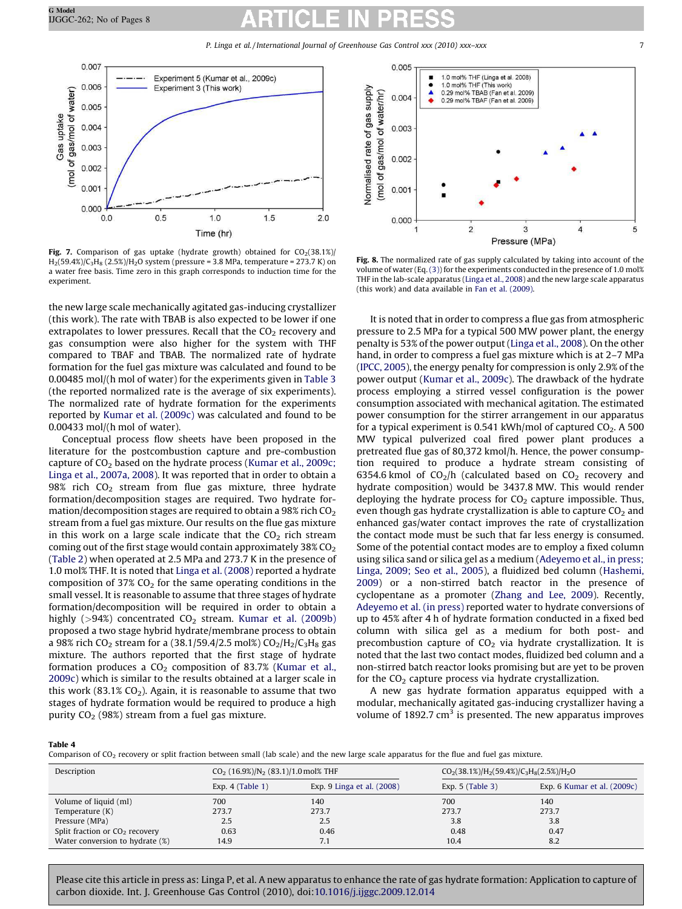**Fig. 7.** Comparison of gas uptake (hydrate growth) obtained for $CO_2$(38.1%)/$H_2$(59.4%)/$C_3H_8$ (2.5%)/$H_2O$ system (pressure = 3.8 MPa, temperature = 273.7 K) on a water free basis. Time zero in this graph corresponds to induction time for the experiment.

**Fig. 8.** The normalized rate of gas supply calculated by taking into account of the volume of water (Eq. (3)) for the experiments conducted in the presence of 1.0 mol% THF in the lab-scale apparatus (Linga et al., 2008) and the new large scale apparatus (this work) and data available in Fan et al. (2009).

the new large scale mechanically agitated gas-inducing crystallizer (this work). The rate with TBAB is also expected to be lower if one extrapolates to lower pressures. Recall that the $CO_2$ recovery and gas consumption were also higher for the system with THF compared to TBAF and TBAB. The normalized rate of hydrate formation for the fuel gas mixture was calculated and found to be 0.00485 mol/(h mol of water) for the experiments given in Table 3 (the reported normalized rate is the average of six experiments). The normalized rate of hydrate formation for the experiments reported by Kumar et al. (2009c) was calculated and found to be 0.00433 mol/(h mol of water).

Conceptual process flow sheets have been proposed in the literature for the postcombustion capture and pre-combustion capture of $CO_2$ based on the hydrate process (Kumar et al., 2009c; Linga et al., 2007a, 2008). It was reported that in order to obtain a 98% rich $CO_2$ stream from flue gas mixture, three hydrate formation/decomposition stages are required. Two hydrate formation/decomposition stages are required to obtain a 98% rich $CO_2$ stream from a fuel gas mixture. Our results on the flue gas mixture in this work on a large scale indicate that the $CO_2$ rich stream coming out of the first stage would contain approximately 38% $CO_2$ (Table 2) when operated at 2.5 MPa and 273.7 K in the presence of 1.0 mol% THF. It is noted that Linga et al. (2008) reported a hydrate composition of 37% $CO_2$ for the same operating conditions in the small vessel. It is reasonable to assume that three stages of hydrate formation/decomposition will be required in order to obtain a highly (>94%) concentrated $CO_2$ stream. Kumar et al. (2009b) proposed a two stage hybrid hydrate/membrane process to obtain a 98% rich $CO_2$ stream for a (38.1/59.4/2.5 mol%) $CO_2/H_2/C_3H_8$ gas mixture. The authors reported that the first stage of hydrate formation produces a $CO_2$ composition of 83.7% (Kumar et al., 2009c) which is similar to the results obtained at a larger scale in this work (83.1% $CO_2$). Again, it is reasonable to assume that two stages of hydrate formation would be required to produce a high purity $CO_2$ (98%) stream from a fuel gas mixture.

It is noted that in order to compress a flue gas from atmospheric pressure to 2.5 MPa for a typical 500 MW power plant, the energy penalty is 53% of the power output (Linga et al., 2008). On the other hand, in order to compress a fuel gas mixture which is at 2–7 MPa (IPCC, 2005), the energy penalty for compression is only 2.9% of the power output (Kumar et al., 2009c). The drawback of the hydrate process employing a stirred vessel configuration is the power consumption associated with mechanical agitation. The estimated power consumption for the stirrer arrangement in our apparatus for a typical experiment is 0.541 kWh/mol of captured $CO_2$. A 500 MW typical pulverized coal fired power plant produces a pretreated flue gas of 80,372 kmol/h. Hence, the power consumption required to produce a hydrate stream consisting of 6354.6 kmol of $CO_2$/h (calculated based on $CO_2$ recovery and hydrate composition) would be 3437.8 MW. This would render deploying the hydrate process for $CO_2$ capture impossible. Thus, even though gas hydrate crystallization is able to capture $CO_2$ and enhanced gas/water contact improves the rate of crystallization the contact mode must be such that far less energy is consumed. Some of the potential contact modes are to employ a fixed column using silica sand or silica gel as a medium (Adeyemo et al., in press; Linga, 2009; Seo et al., 2005), a fluidized bed column (Hashemi, 2009) or a non-stirred batch reactor in the presence of cyclopentane as a promoter (Zhang and Lee, 2009). Recently, Adeyemo et al. (in press) reported water to hydrate conversions of up to 45% after 4 h of hydrate formation conducted in a fixed bed column with silica gel as a medium for both post- and precombustion capture of $CO_2$ via hydrate crystallization. It is noted that the last two contact modes, fluidized bed column and a non-stirred batch reactor looks promising but are yet to be proven for the $CO_2$ capture process via hydrate crystallization.

A new gas hydrate formation apparatus equipped with a modular, mechanically agitated gas-inducing crystallizer having a volume of 1892.7 $cm^3$ is presented. The new apparatus improves

**Table 4**
Comparison of $CO_2$ recovery or split fraction between small (lab scale) and the new large scale apparatus for the flue and fuel gas mixture.

| Description | $CO_2$ (16.9%)/$N_2$ (83.1)/1.0 mol% THF | | $CO_2$(38.1%)/$H_2$(59.4%)/$C_3H_8$(2.5%)/$H_2O$ | |
|---|---|---|---|---|
| | Exp. 4 (Table 1) | Exp. 9 Linga et al. (2008) | Exp. 5 (Table 3) | Exp. 6 Kumar et al. (2009c) |
| Volume of liquid (ml) | 700 | 140 | 700 | 140 |
| Temperature (K) | 273.7 | 273.7 | 273.7 | 273.7 |
| Pressure (MPa) | 2.5 | 2.5 | 3.8 | 3.8 |
| Split fraction or $CO_2$ recovery | 0.63 | 0.46 | 0.48 | 0.47 |
| Water conversion to hydrate (%) | 14.9 | 7.1 | 10.4 | 8.2 |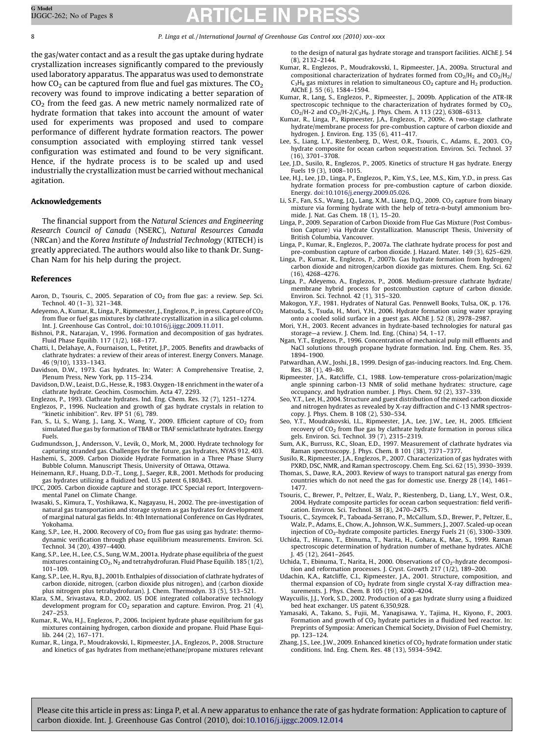the gas/water contact and as a result the gas uptake during hydrate crystallization increases significantly compared to the previously used laboratory apparatus. The apparatus was used to demonstrate how $CO_2$ can be captured from flue and fuel gas mixtures. The $CO_2$ recovery was found to improve indicating a better separation of $CO_2$ from the feed gas. A new metric namely normalized rate of hydrate formation that takes into account the amount of water used for experiments was proposed and used to compare performance of different hydrate formation reactors. The power consumption associated with employing stirred tank vessel configuration was estimated and found to be very significant. Hence, if the hydrate process is to be scaled up and used industrially the crystallization must be carried without mechanical agitation.

## Acknowledgements

The financial support from the *Natural Sciences and Engineering Research Council of Canada* (NSERC), *Natural Resources Canada* (NRCan) and the *Korea Institute of Industrial Technology* (KITECH) is greatly appreciated. The authors would also like to thank Dr. Sung-Chan Nam for his help during the project.

## References

Aaron, D., Tsouris, C., 2005. Separation of $CO_2$ from flue gas: a review. Sep. Sci. Technol. 40 (1–3), 321–348.

Adeyemo, A., Kumar, R., Linga, P., Ripmeester, J., Englezos, P., in press. Capture of $CO_2$ from flue or fuel gas mixtures by clathrate crystallization in a silica gel column. Int. J. Greenhouse Gas Control, doi:10.1016/j.ijggc.2009.11.011.

Bishnoi, P.R., Natarajan, V., 1996. Formation and decomposition of gas hydrates. Fluid Phase Equilib. 117 (1/2), 168–177.

Chatti, I., Delahaye, A., Fournaison, L., Petitet, J.P., 2005. Benefits and drawbacks of clathrate hydrates: a review of their areas of interest. Energy Convers. Manage. 46 (9/10), 1333–1343.

Davidson, D.W., 1973. Gas hydrates. In: Water: A Comprehensive Treatise, 2, Plenum Press, New York, pp. 115–234.

Davidson, D.W., Leaist, D.G., Hesse, R., 1983. Oxygen-18 enrichment in the water of a clathrate hydrate. Geochim. Cosmochim. Acta 47, 2293.

Englezos, P., 1993. Clathrate hydrates. Ind. Eng. Chem. Res. 32 (7), 1251–1274.

Englezos, P., 1996. Nucleation and growth of gas hydrate crystals in relation to "kinetic inhibition". Rev. IFP 51 (6), 789.

Fan, S., Li, S., Wang, J., Lang, X., Wang, Y., 2009. Efficient capture of $CO_2$ from simulated flue gas by formation of TBAB or TBAF semiclathrate hydrates. Energy Fuels.

Gudmundsson, J., Andersson, V., Levik, O., Mork, M., 2000. Hydrate technology for capturing stranded gas. Challenges for the future, gas hydrates, NYAS 912, 403.

Hashemi, S., 2009. Carbon Dioxide Hydrate Formation in a Three Phase Slurry Bubble Column. Manuscript Thesis, University of Ottawa, Ottawa.

Heinemann, R.F., Huang, D.D.-T., Long, J., Saeger, R.B., 2001. Methods for producing gas hydrates utilizing a fluidized bed. U.S patent 6,180,843.

IPCC, 2005. Carbon dioxide capture and storage. IPCC Special report, Intergovernmental Panel on Climate Change.

Iwasaki, S., Kimura, T., Yoshikawa, K., Nagayasu, H., 2002. The pre-investigation of natural gas transportation and storage system as gas hydrates for development of marginal natural gas fields. In: 4th International Conference on Gas Hydrates, Yokohama.

Kang, S.P., Lee, H., 2000. Recovery of $CO_2$ from flue gas using gas hydrate: thermodynamic verification through phase equilibrium measurements. Environ. Sci. Technol. 34 (20), 4397–4400.

Kang, S.P., Lee, H., Lee, C.S., Sung, W.M., 2001a. Hydrate phase equilibria of the guest mixtures containing $CO_2$, $N_2$ and tetrahydrofuran. Fluid Phase Equilib. 185 (1/2), 101–109.

Kang, S.P., Lee, H., Ryu, B.J., 2001b. Enthalpies of dissociation of clathrate hydrates of carbon dioxide, nitrogen, (carbon dioxide plus nitrogen), and (carbon dioxide plus nitrogen plus tetrahydrofuran). J. Chem. Thermodyn. 33 (5), 513–521.

Klara, S.M., Srivastava, R.D., 2002. US DOE integrated collaborative technology development program for $CO_2$ separation and capture. Environ. Prog. 21 (4), 247–253.

Kumar, R., Wu, H.J., Englezos, P., 2006. Incipient hydrate phase equilibrium for gas mixtures containing hydrogen, carbon dioxide and propane. Fluid Phase Equilib. 244 (2), 167–171.

Kumar, R., Linga, P., Moudrakovski, I., Ripmeester, J.A., Englezos, P., 2008. Structure and kinetics of gas hydrates from methane/ethane/propane mixtures relevant to the design of natural gas hydrate storage and transport facilities. AIChE J. 54 (8), 2132–2144.

Kumar, R., Englezos, P., Moudrakovski, I., Ripmeester, J.A., 2009a. Structural and compositional characterization of hydrates formed from $CO_2/H_2$ and $CO_2/H_2/C_3H_8$ gas mixtures in relation to simultaneous $CO_2$ capture and $H_2$ production. AIChE J. 55 (6), 1584–1594.

Kumar, R., Lang, S., Englezos, P., Ripmeester, J., 2009b. Application of the ATR-IR spectroscopic technique to the characterization of hydrates formed by $CO_2$, $CO_2$/H-2 and $CO_2$/H-2/$C_3H_8$. J. Phys. Chem. A 113 (22), 6308–6313.

Kumar, R., Linga, P., Ripmeester, J.A., Englezos, P., 2009c. A two-stage clathrate hydrate/membrane process for pre-combustion capture of carbon dioxide and hydrogen. J. Environ. Eng. 135 (6), 411–417.

Lee, S., Liang, L.Y., Riestenberg, D., West, O.R., Tsouris, C., Adams, E., 2003. $CO_2$ hydrate composite for ocean carbon sequestration. Environ. Sci. Technol. 37 (16), 3701–3708.

Lee, J.D., Susilo, R., Englezos, P., 2005. Kinetics of structure H gas hydrate. Energy Fuels 19 (3), 1008–1015.

Lee, H.J., Lee, J.D., Linga, P., Englezos, P., Kim, Y.S., Lee, M.S., Kim, Y.D., in press. Gas hydrate formation process for pre-combustion capture of carbon dioxide. Energy. doi:10.1016/j.energy.2009.05.026.

Li, S.F., Fan, S.S., Wang, J.Q., Lang, X.M., Liang, D.Q., 2009. $CO_2$ capture from binary mixture via forming hydrate with the help of tetra-n-butyl ammonium bromide. J. Nat. Gas Chem. 18 (1), 15–20.

Linga, P., 2009. Separation of Carbon Dioxide from Flue Gas Mixture (Post Combustion Capture) via Hydrate Crystallization. Manuscript Thesis, University of British Columbia, Vancouver.

Linga, P., Kumar, R., Englezos, P., 2007a. The clathrate hydrate process for post and pre-combustion capture of carbon dioxide. J. Hazard. Mater. 149 (3), 625–629.

Linga, P., Kumar, R., Englezos, P., 2007b. Gas hydrate formation from hydrogen/carbon dioxide and nitrogen/carbon dioxide gas mixtures. Chem. Eng. Sci. 62 (16), 4268–4276.

Linga, P., Adeyemo, A., Englezos, P., 2008. Medium-pressure clathrate hydrate/membrane hybrid process for postcombustion capture of carbon dioxide. Environ. Sci. Technol. 42 (1), 315–320.

Makogon, Y.F., 1981. Hydrates of Natural Gas. Pennwell Books, Tulsa, OK, p. 176.

Matsuda, S., Tsuda, H., Mori, Y.H., 2006. Hydrate formation using water spraying onto a cooled solid surface in a guest gas. AIChE J. 52 (8), 2978–2987.

Mori, Y.H., 2003. Recent advances in hydrate-based technologies for natural gas storage—a review. J. Chem. Ind. Eng. (China) 54, 1–17.

Ngan, Y.T., Englezos, P., 1996. Concentration of mechanical pulp mill effluents and NaCl solutions through propane hydrate formation. Ind. Eng. Chem. Res. 35, 1894–1900.

Patwardhan, A.W., Joshi, J.B., 1999. Design of gas-inducing reactors. Ind. Eng. Chem. Res. 38 (1), 49–80.

Ripmeester, J.A., Ratcliffe, C.I., 1988. Low-temperature cross-polarization/magic angle spinning carbon-13 NMR of solid methane hydrates: structure, cage occupancy, and hydration number. J. Phys. Chem. 92 (2), 337–339.

Seo, Y.T., Lee, H., 2004. Structure and guest distribution of the mixed carbon dioxide and nitrogen hydrates as revealed by X-ray diffraction and C-13 NMR spectroscopy. J. Phys. Chem. B 108 (2), 530–534.

Seo, Y.T., Moudrakovski, I.L., Ripmeester, J.A., Lee, J.W., Lee, H., 2005. Efficient recovery of $CO_2$ from flue gas by clathrate hydrate formation in porous silica gels. Environ. Sci. Technol. 39 (7), 2315–2319.

Sum, A.K., Burruss, R.C., Sloan, E.D., 1997. Measurement of clathrate hydrates via Raman spectroscopy. J. Phys. Chem. B 101 (38), 7371–7377.

Susilo, R., Ripmeester, J.A., Englezos, P., 2007. Characterization of gas hydrates with PXRD, DSC, NMR, and Raman spectroscopy. Chem. Eng. Sci. 62 (15), 3930–3939.

Thomas, S., Dawe, R.A., 2003. Review of ways to transport natural gas energy from countries which do not need the gas for domestic use. Energy 28 (14), 1461–1477.

Tsouris, C., Brewer, P., Peltzer, E., Walz, P., Riestenberg, D., Liang, L.Y., West, O.R., 2004. Hydrate composite particles for ocean carbon sequestration: field verification. Environ. Sci. Technol. 38 (8), 2470–2475.

Tsouris, C., Szymcek, P., Taboada-Serrano, P., McCallum, S.D., Brewer, P., Peltzer, E., Walz, P., Adams, E., Chow, A., Johnson, W.K., Summers, J., 2007. Scaled-up ocean injection of $CO_2$-hydrate composite particles. Energy Fuels 21 (6), 3300–3309.

Uchida, T., Hirano, T., Ebinuma, T., Narita, H., Gohara, K., Mae, S., 1999. Raman spectroscopic determination of hydration number of methane hydrates. AIChE J. 45 (12), 2641–2645.

Uchida, T., Ebinuma, T., Narita, H., 2000. Observations of $CO_2$-hydrate decomposition and reformation processes. J. Cryst. Growth 217 (1/2), 189–200.

Udachin, K.A., Ratcliffe, C.I., Ripmeester, J.A., 2001. Structure, composition, and thermal expansion of $CO_2$ hydrate from single crystal X-ray diffraction measurements. J. Phys. Chem. B 105 (19), 4200–4204.

Waycuilis, J.J., York, S.D., 2002. Production of a gas hydrate slurry using a fluidized bed heat exchanger. US patent 6,350,928.

Yamasaki, A., Takano, S., Fujii, M., Yanagisawa, Y., Tajima, H., Kiyono, F., 2003. Formation and growth of $CO_2$ hydrate particles in a fluidized bed reactor. In: Preprints of Symposia: American Chemical Society, Division of Fuel Chemistry, pp. 123–124.

Zhang, J.S., Lee, J.W., 2009. Enhanced kinetics of $CO_2$ hydrate formation under static conditions. Ind. Eng. Chem. Res. 48 (13), 5934–5942.